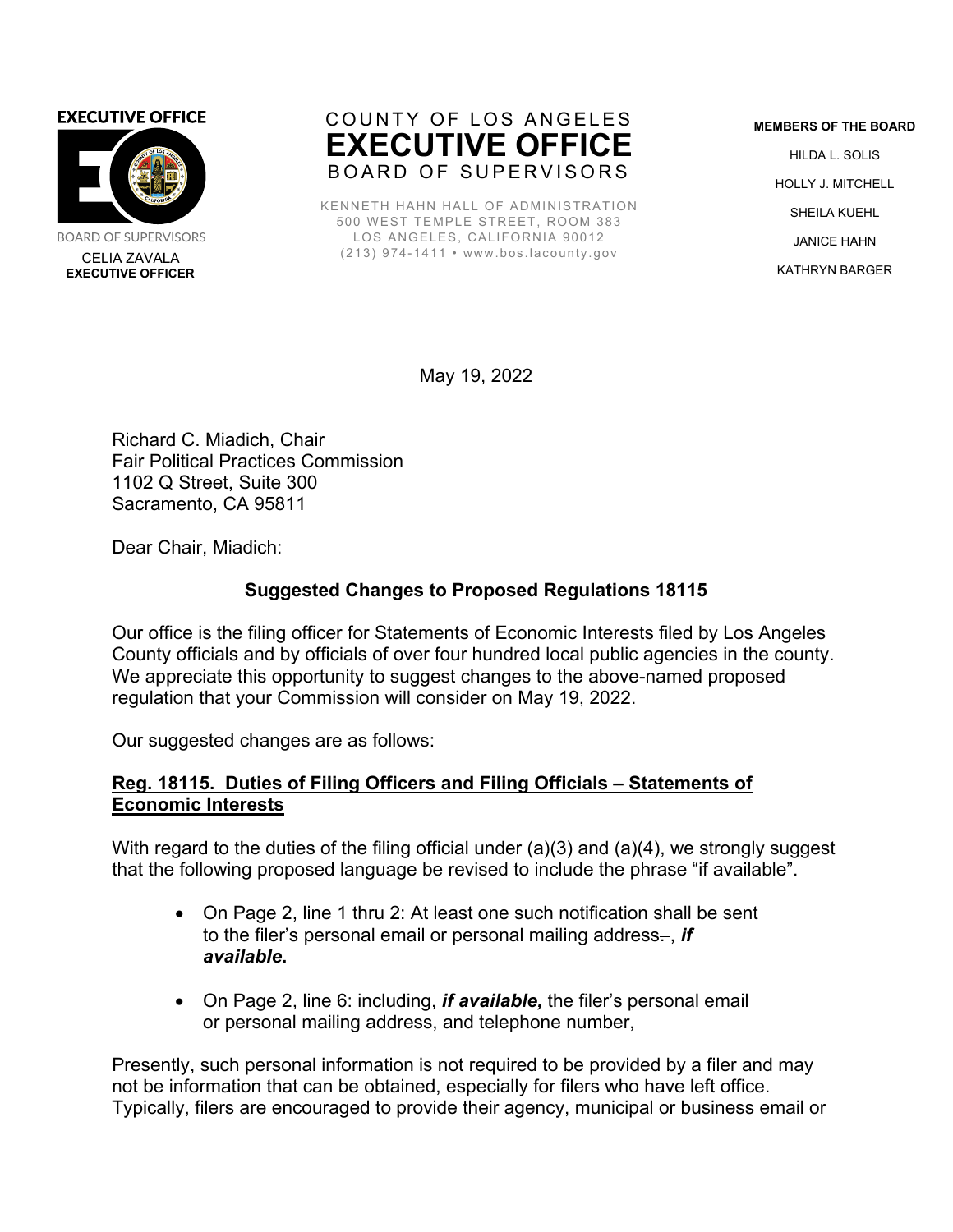EXECUTIVE OFFICE

BOARD OF SUPERVISORS

CELIA ZAVALA
**EXECUTIVE OFFICER**

COUNTY OF LOS ANGELES
# EXECUTIVE OFFICE
BOARD OF SUPERVISORS

KENNETH HAHN HALL OF ADMINISTRATION
500 WEST TEMPLE STREET, ROOM 383
LOS ANGELES, CALIFORNIA 90012
(213) 974-1411 • www.bos.lacounty.gov

**MEMBERS OF THE BOARD**

HILDA L. SOLIS

HOLLY J. MITCHELL

SHEILA KUEHL

JANICE HAHN

KATHRYN BARGER

May 19, 2022

Richard C. Miadich, Chair
Fair Political Practices Commission
1102 Q Street, Suite 300
Sacramento, CA 95811

Dear Chair, Miadich:

**Suggested Changes to Proposed Regulations 18115**

Our office is the filing officer for Statements of Economic Interests filed by Los Angeles County officials and by officials of over four hundred local public agencies in the county. We appreciate this opportunity to suggest changes to the above-named proposed regulation that your Commission will consider on May 19, 2022.

Our suggested changes are as follows:

**Reg. 18115. Duties of Filing Officers and Filing Officials – Statements of Economic Interests**

With regard to the duties of the filing official under (a)(3) and (a)(4), we strongly suggest that the following proposed language be revised to include the phrase "if available".

- On Page 2, line 1 thru 2: At least one such notification shall be sent to the filer's personal email or personal mailing address~~.~~, ***if available*.**
- On Page 2, line 6: including, ***if available,*** the filer's personal email or personal mailing address, and telephone number,

Presently, such personal information is not required to be provided by a filer and may not be information that can be obtained, especially for filers who have left office. Typically, filers are encouraged to provide their agency, municipal or business email or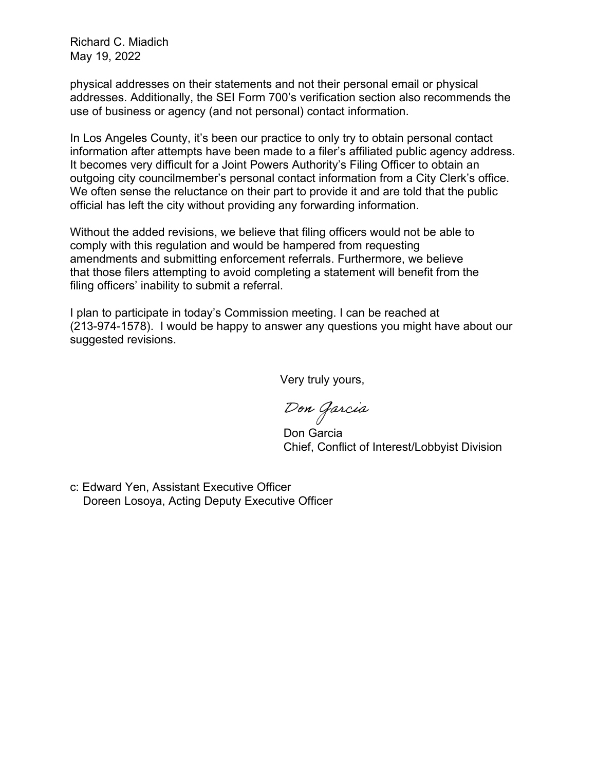physical addresses on their statements and not their personal email or physical addresses. Additionally, the SEI Form 700's verification section also recommends the use of business or agency (and not personal) contact information.

In Los Angeles County, it's been our practice to only try to obtain personal contact information after attempts have been made to a filer's affiliated public agency address. It becomes very difficult for a Joint Powers Authority's Filing Officer to obtain an outgoing city councilmember's personal contact information from a City Clerk's office. We often sense the reluctance on their part to provide it and are told that the public official has left the city without providing any forwarding information.

Without the added revisions, we believe that filing officers would not be able to comply with this regulation and would be hampered from requesting amendments and submitting enforcement referrals. Furthermore, we believe that those filers attempting to avoid completing a statement will benefit from the filing officers' inability to submit a referral.

I plan to participate in today's Commission meeting. I can be reached at (213-974-1578). I would be happy to answer any questions you might have about our suggested revisions.

Very truly yours,

*Don Garcia*

Don Garcia
Chief, Conflict of Interest/Lobbyist Division

c: Edward Yen, Assistant Executive Officer
Doreen Losoya, Acting Deputy Executive Officer